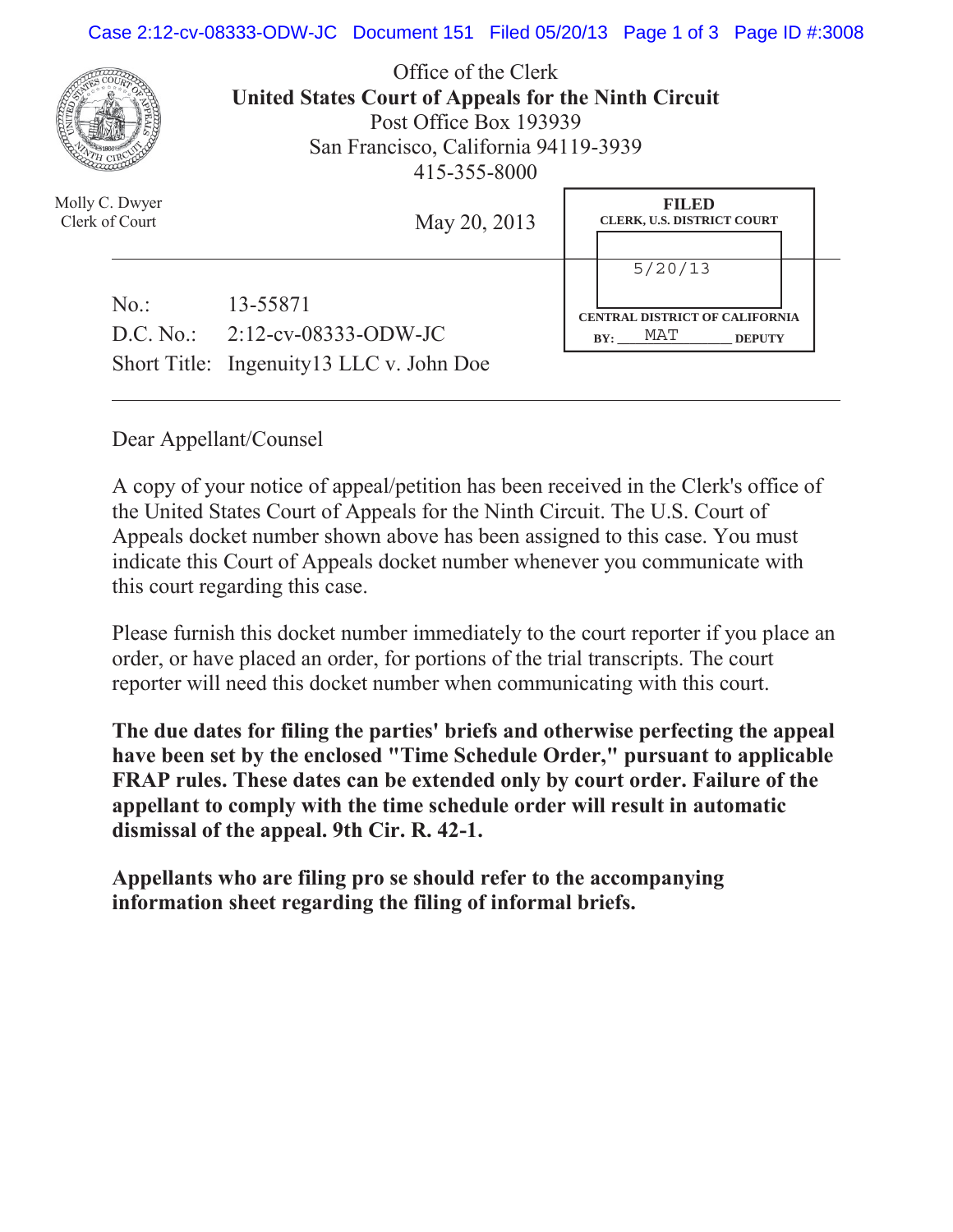Office of the Clerk

**United States Court of Appeals for the Ninth Circuit**

Post Office Box 193939

San Francisco, California 94119-3939

415-355-8000

Molly C. Dwyer
Clerk of Court

May 20, 2013

**FILED**
**CLERK, U.S. DISTRICT COURT**
5/20/13
**CENTRAL DISTRICT OF CALIFORNIA**
**BY:** MAT **DEPUTY**

---

No.: 13-55871
D.C. No.: 2:12-cv-08333-ODW-JC
Short Title: Ingenuity13 LLC v. John Doe

---

Dear Appellant/Counsel

A copy of your notice of appeal/petition has been received in the Clerk's office of the United States Court of Appeals for the Ninth Circuit. The U.S. Court of Appeals docket number shown above has been assigned to this case. You must indicate this Court of Appeals docket number whenever you communicate with this court regarding this case.

Please furnish this docket number immediately to the court reporter if you place an order, or have placed an order, for portions of the trial transcripts. The court reporter will need this docket number when communicating with this court.

**The due dates for filing the parties' briefs and otherwise perfecting the appeal have been set by the enclosed "Time Schedule Order," pursuant to applicable FRAP rules. These dates can be extended only by court order. Failure of the appellant to comply with the time schedule order will result in automatic dismissal of the appeal. 9th Cir. R. 42-1.**

**Appellants who are filing pro se should refer to the accompanying information sheet regarding the filing of informal briefs.**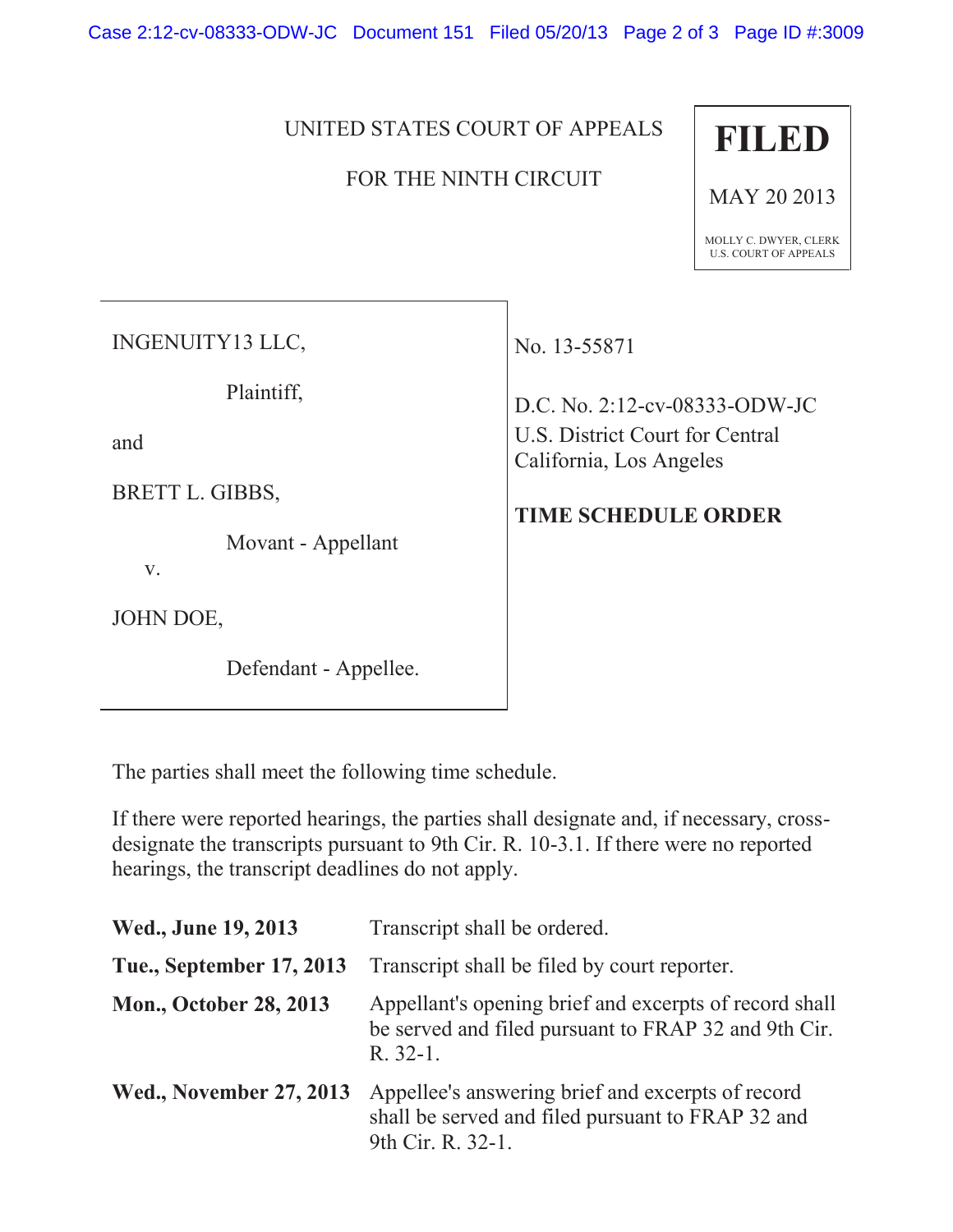UNITED STATES COURT OF APPEALS

FOR THE NINTH CIRCUIT

**FILED**

MAY 20 2013

MOLLY C. DWYER, CLERK
U.S. COURT OF APPEALS

INGENUITY13 LLC,

Plaintiff,

and

BRETT L. GIBBS,

Movant - Appellant

v.

JOHN DOE,

Defendant - Appellee.

No. 13-55871

D.C. No. 2:12-cv-08333-ODW-JC
U.S. District Court for Central California, Los Angeles

**TIME SCHEDULE ORDER**

The parties shall meet the following time schedule.

If there were reported hearings, the parties shall designate and, if necessary, cross-designate the transcripts pursuant to 9th Cir. R. 10-3.1. If there were no reported hearings, the transcript deadlines do not apply.

| | |
|---|---|
| **Wed., June 19, 2013** | Transcript shall be ordered. |
| **Tue., September 17, 2013** | Transcript shall be filed by court reporter. |
| **Mon., October 28, 2013** | Appellant's opening brief and excerpts of record shall be served and filed pursuant to FRAP 32 and 9th Cir. R. 32-1. |
| **Wed., November 27, 2013** | Appellee's answering brief and excerpts of record shall be served and filed pursuant to FRAP 32 and 9th Cir. R. 32-1. |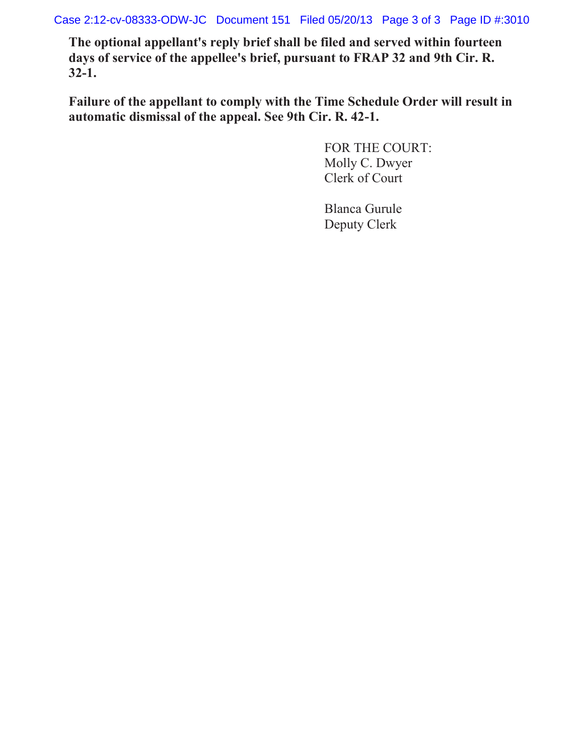**The optional appellant's reply brief shall be filed and served within fourteen days of service of the appellee's brief, pursuant to FRAP 32 and 9th Cir. R. 32-1.**

**Failure of the appellant to comply with the Time Schedule Order will result in automatic dismissal of the appeal. See 9th Cir. R. 42-1.**

FOR THE COURT:
Molly C. Dwyer
Clerk of Court

Blanca Gurule
Deputy Clerk